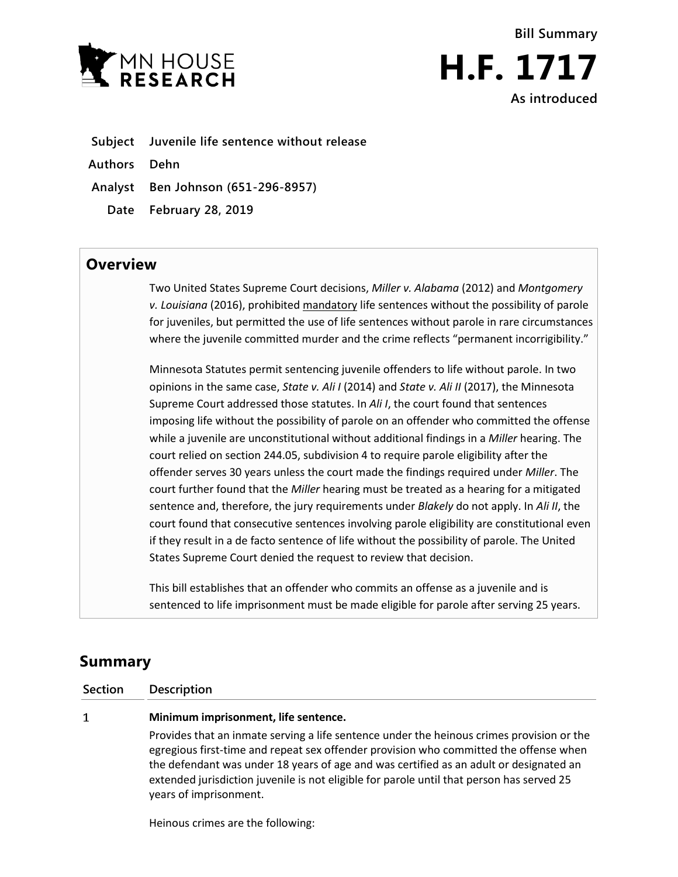MN HOUSE RESEARCH

**Bill Summary**

# H.F. 1717

**As introduced**

| | |
|---|---|
| **Subject** | **Juvenile life sentence without release** |
| **Authors** | **Dehn** |
| **Analyst** | **Ben Johnson (651-296-8957)** |
| **Date** | **February 28, 2019** |

## Overview

Two United States Supreme Court decisions, *Miller v. Alabama* (2012) and *Montgomery v. Louisiana* (2016), prohibited mandatory life sentences without the possibility of parole for juveniles, but permitted the use of life sentences without parole in rare circumstances where the juvenile committed murder and the crime reflects "permanent incorrigibility."

Minnesota Statutes permit sentencing juvenile offenders to life without parole. In two opinions in the same case, *State v. Ali I* (2014) and *State v. Ali II* (2017), the Minnesota Supreme Court addressed those statutes. In *Ali I*, the court found that sentences imposing life without the possibility of parole on an offender who committed the offense while a juvenile are unconstitutional without additional findings in a *Miller* hearing. The court relied on section 244.05, subdivision 4 to require parole eligibility after the offender serves 30 years unless the court made the findings required under *Miller*. The court further found that the *Miller* hearing must be treated as a hearing for a mitigated sentence and, therefore, the jury requirements under *Blakely* do not apply. In *Ali II*, the court found that consecutive sentences involving parole eligibility are constitutional even if they result in a de facto sentence of life without the possibility of parole. The United States Supreme Court denied the request to review that decision.

This bill establishes that an offender who commits an offense as a juvenile and is sentenced to life imprisonment must be made eligible for parole after serving 25 years.

## Summary

| Section | Description |
|---|---|
| 1 | **Minimum imprisonment, life sentence.** <br> Provides that an inmate serving a life sentence under the heinous crimes provision or the egregious first-time and repeat sex offender provision who committed the offense when the defendant was under 18 years of age and was certified as an adult or designated an extended jurisdiction juvenile is not eligible for parole until that person has served 25 years of imprisonment. <br><br> Heinous crimes are the following: |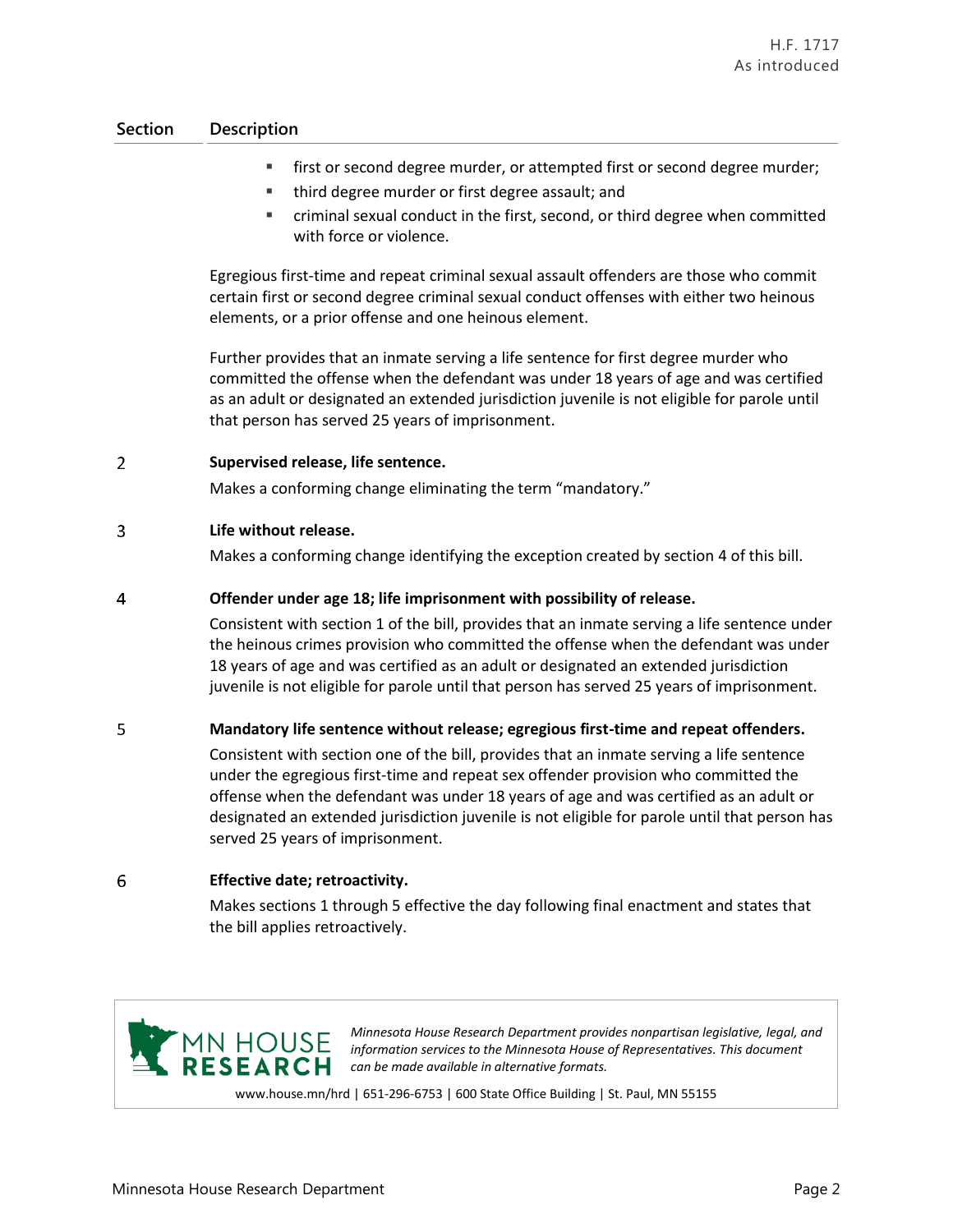| Section | Description |
|---|---|
| | ▪ first or second degree murder, or attempted first or second degree murder;<br>▪ third degree murder or first degree assault; and<br>▪ criminal sexual conduct in the first, second, or third degree when committed with force or violence.<br><br>Egregious first-time and repeat criminal sexual assault offenders are those who commit certain first or second degree criminal sexual conduct offenses with either two heinous elements, or a prior offense and one heinous element.<br><br>Further provides that an inmate serving a life sentence for first degree murder who committed the offense when the defendant was under 18 years of age and was certified as an adult or designated an extended jurisdiction juvenile is not eligible for parole until that person has served 25 years of imprisonment. |
| 2 | **Supervised release, life sentence.**<br>Makes a conforming change eliminating the term "mandatory." |
| 3 | **Life without release.**<br>Makes a conforming change identifying the exception created by section 4 of this bill. |
| 4 | **Offender under age 18; life imprisonment with possibility of release.**<br>Consistent with section 1 of the bill, provides that an inmate serving a life sentence under the heinous crimes provision who committed the offense when the defendant was under 18 years of age and was certified as an adult or designated an extended jurisdiction juvenile is not eligible for parole until that person has served 25 years of imprisonment. |
| 5 | **Mandatory life sentence without release; egregious first-time and repeat offenders.**<br>Consistent with section one of the bill, provides that an inmate serving a life sentence under the egregious first-time and repeat sex offender provision who committed the offense when the defendant was under 18 years of age and was certified as an adult or designated an extended jurisdiction juvenile is not eligible for parole until that person has served 25 years of imprisonment. |
| 6 | **Effective date; retroactivity.**<br>Makes sections 1 through 5 effective the day following final enactment and states that the bill applies retroactively. |

MN HOUSE RESEARCH

*Minnesota House Research Department provides nonpartisan legislative, legal, and information services to the Minnesota House of Representatives. This document can be made available in alternative formats.*

www.house.mn/hrd | 651-296-6753 | 600 State Office Building | St. Paul, MN 55155